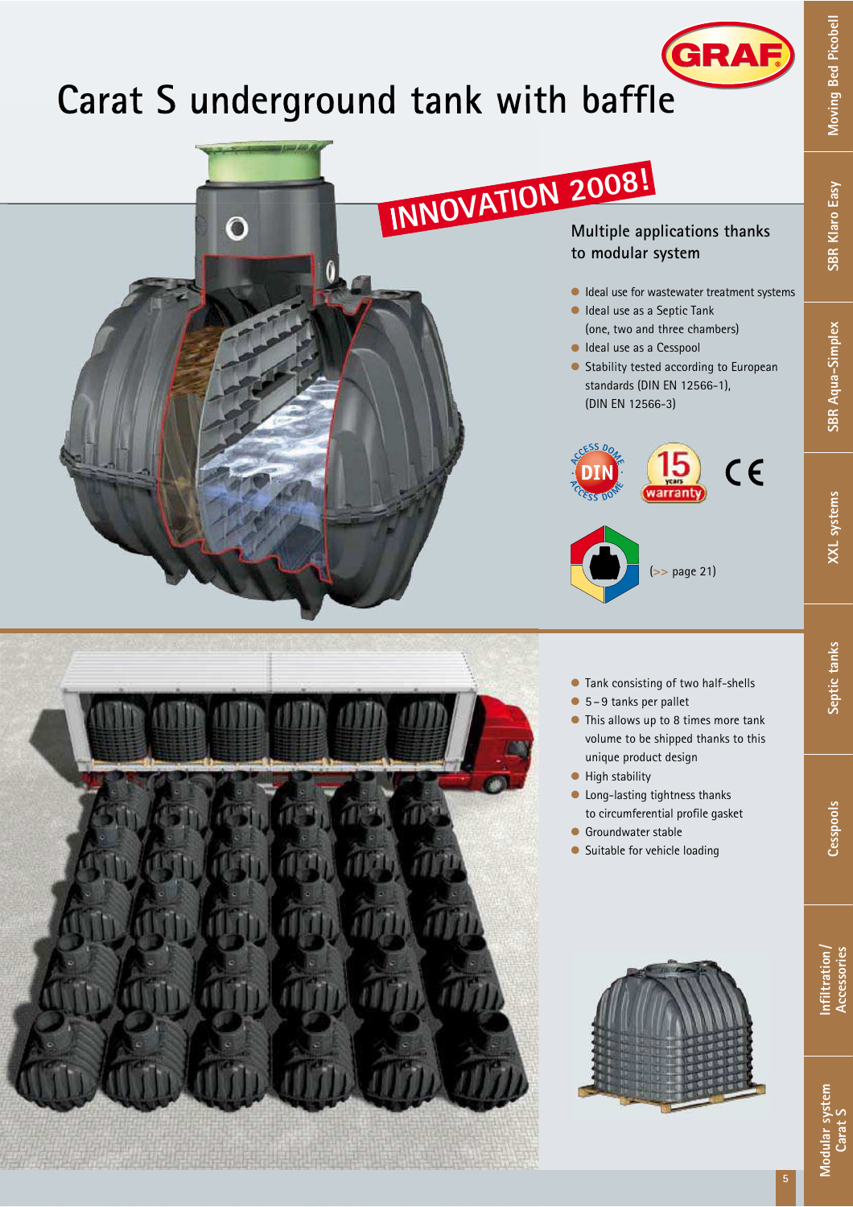# Carat S underground tank with baffle

INNOVATION 2008!

## Multiple applications thanks to modular system

- Ideal use for wastewater treatment systems
- Ideal use as a Septic Tank (one, two and three chambers)
- Ideal use as a Cesspool
- Stability tested according to European standards (DIN EN 12566-1), (DIN EN 12566-3)

(>> page 21)

- Tank consisting of two half-shells
- 5 – 9 tanks per pallet
- This allows up to 8 times more tank volume to be shipped thanks to this unique product design
- High stability
- Long-lasting tightness thanks to circumferential profile gasket
- Groundwater stable
- Suitable for vehicle loading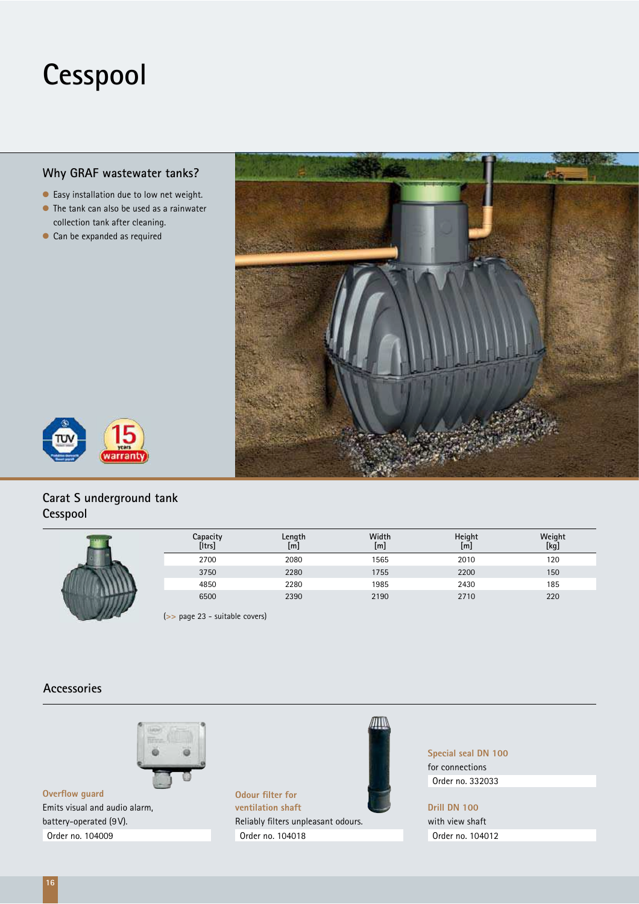# Cesspool

## Why GRAF wastewater tanks?

- Easy installation due to low net weight.
- The tank can also be used as a rainwater collection tank after cleaning.
- Can be expanded as required

## Carat S underground tank
Cesspool

| Capacity [ltrs] | Length [m] | Width [m] | Height [m] | Weight [kg] |
|---|---|---|---|---|
| 2700 | 2080 | 1565 | 2010 | 120 |
| 3750 | 2280 | 1755 | 2200 | 150 |
| 4850 | 2280 | 1985 | 2430 | 185 |
| 6500 | 2390 | 2190 | 2710 | 220 |

(>> page 23 – suitable covers)

## Accessories

**Overflow guard**
Emits visual and audio alarm, battery-operated (9V).
Order no. 104009

**Odour filter for ventilation shaft**
Reliably filters unpleasant odours.
Order no. 104018

**Special seal DN 100**
for connections
Order no. 332033

**Drill DN 100**
with view shaft
Order no. 104012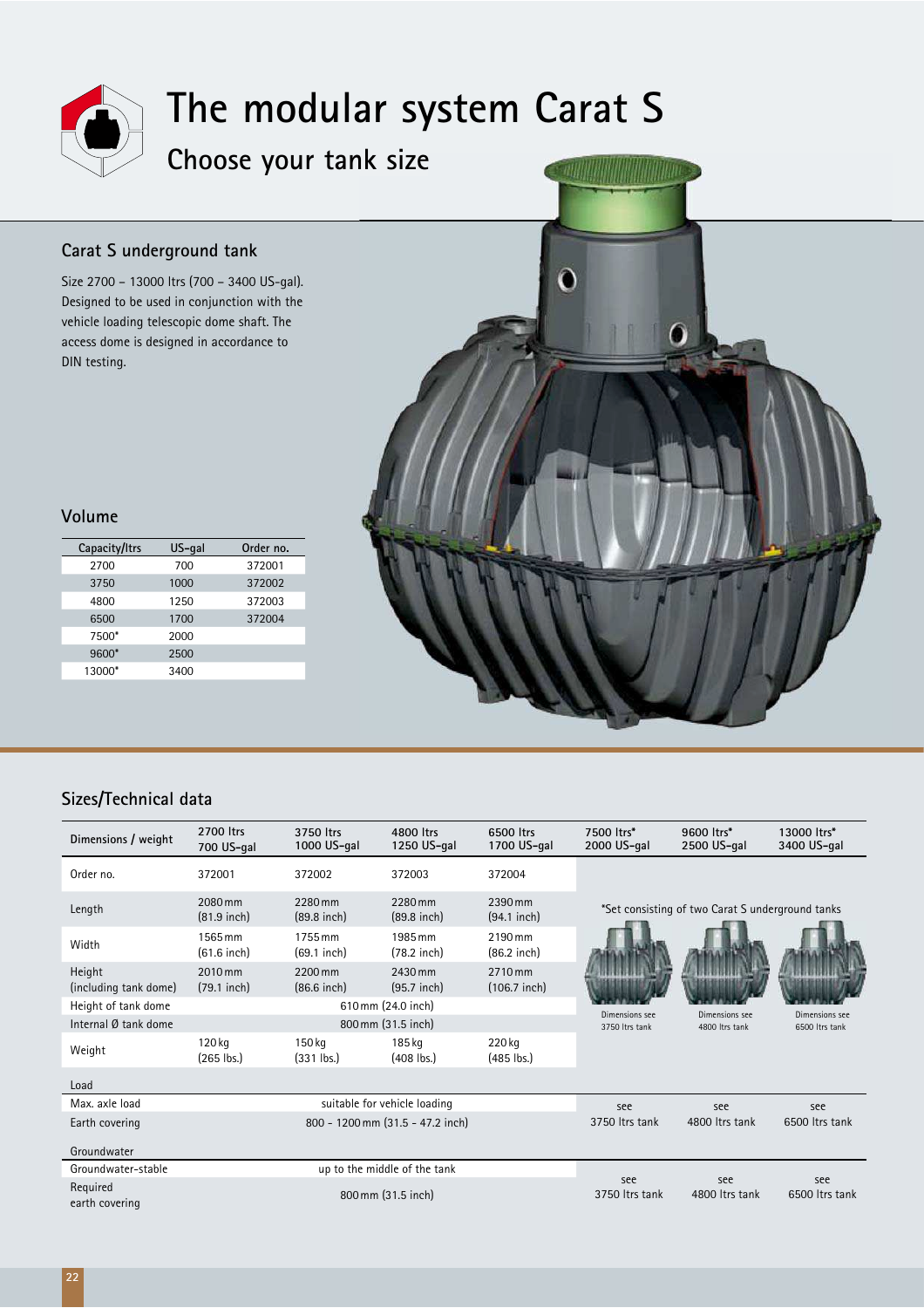# The modular system Carat S

## Choose your tank size

### Carat S underground tank

Size 2700 – 13000 ltrs (700 – 3400 US-gal). Designed to be used in conjunction with the vehicle loading telescopic dome shaft. The access dome is designed in accordance to DIN testing.

### Volume

| Capacity/ltrs | US-gal | Order no. |
|---|---|---|
| 2700 | 700 | 372001 |
| 3750 | 1000 | 372002 |
| 4800 | 1250 | 372003 |
| 6500 | 1700 | 372004 |
| 7500* | 2000 | |
| 9600* | 2500 | |
| 13000* | 3400 | |

### Sizes/Technical data

| Dimensions / weight | 2700 ltrs 700 US-gal | 3750 ltrs 1000 US-gal | 4800 ltrs 1250 US-gal | 6500 ltrs 1700 US-gal | 7500 ltrs* 2000 US-gal | 9600 ltrs* 2500 US-gal | 13000 ltrs* 3400 US-gal |
|---|---|---|---|---|---|---|---|
| Order no. | 372001 | 372002 | 372003 | 372004 | | | |
| Length | 2080 mm (81.9 inch) | 2280 mm (89.8 inch) | 2280 mm (89.8 inch) | 2390 mm (94.1 inch) | *Set consisting of two Carat S underground tanks | | |
| Width | 1565 mm (61.6 inch) | 1755 mm (69.1 inch) | 1985 mm (78.2 inch) | 2190 mm (86.2 inch) | | | |
| Height (including tank dome) | 2010 mm (79.1 inch) | 2200 mm (86.6 inch) | 2430 mm (95.7 inch) | 2710 mm (106.7 inch) | | | |
| Height of tank dome | 610 mm (24.0 inch) | | | | Dimensions see 3750 ltrs tank | Dimensions see 4800 ltrs tank | Dimensions see 6500 ltrs tank |
| Internal Ø tank dome | 800 mm (31.5 inch) | | | | | | |
| Weight | 120 kg (265 lbs.) | 150 kg (331 lbs.) | 185 kg (408 lbs.) | 220 kg (485 lbs.) | | | |
| **Load** | | | | | | | |
| Max. axle load | suitable for vehicle loading | | | | see 3750 ltrs tank | see 4800 ltrs tank | see 6500 ltrs tank |
| Earth covering | 800 - 1200 mm (31.5 - 47.2 inch) | | | | | | |
| **Groundwater** | | | | | | | |
| Groundwater-stable | up to the middle of the tank | | | | see 3750 ltrs tank | see 4800 ltrs tank | see 6500 ltrs tank |
| Required earth covering | 800 mm (31.5 inch) | | | | | | |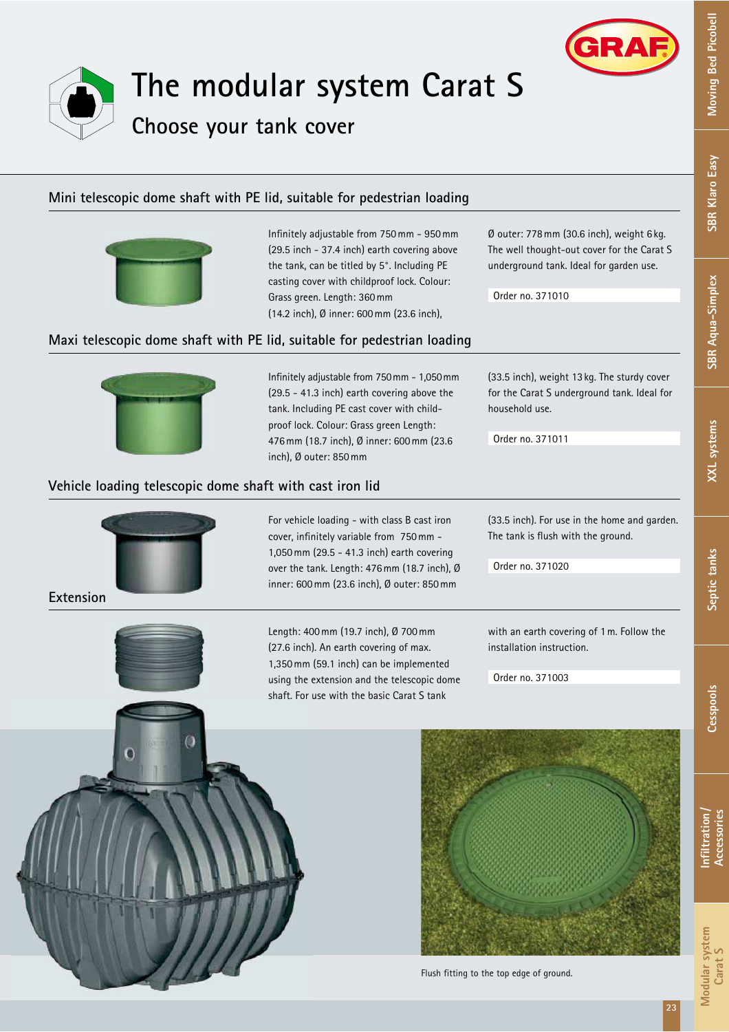# The modular system Carat S

## Choose your tank cover

### Mini telescopic dome shaft with PE lid, suitable for pedestrian loading

Infinitely adjustable from 750 mm - 950 mm (29.5 inch - 37.4 inch) earth covering above the tank, can be titled by 5°. Including PE casting cover with childproof lock. Colour: Grass green. Length: 360 mm (14.2 inch), Ø inner: 600 mm (23.6 inch), Ø outer: 778 mm (30.6 inch), weight 6 kg. The well thought-out cover for the Carat S underground tank. Ideal for garden use.

Order no. 371010

### Maxi telescopic dome shaft with PE lid, suitable for pedestrian loading

Infinitely adjustable from 750 mm - 1,050 mm (29.5 - 41.3 inch) earth covering above the tank. Including PE cast cover with child-proof lock. Colour: Grass green Length: 476 mm (18.7 inch), Ø inner: 600 mm (23.6 inch), Ø outer: 850 mm (33.5 inch), weight 13 kg. The sturdy cover for the Carat S underground tank. Ideal for household use.

Order no. 371011

### Vehicle loading telescopic dome shaft with cast iron lid

For vehicle loading - with class B cast iron cover, infinitely variable from 750 mm - 1,050 mm (29.5 - 41.3 inch) earth covering over the tank. Length: 476 mm (18.7 inch), Ø inner: 600 mm (23.6 inch), Ø outer: 850 mm (33.5 inch). For use in the home and garden. The tank is flush with the ground.

Order no. 371020

### Extension

Length: 400 mm (19.7 inch), Ø 700 mm (27.6 inch). An earth covering of max. 1,350 mm (59.1 inch) can be implemented using the extension and the telescopic dome shaft. For use with the basic Carat S tank with an earth covering of 1 m. Follow the installation instruction.

Order no. 371003

Flush fitting to the top edge of ground.